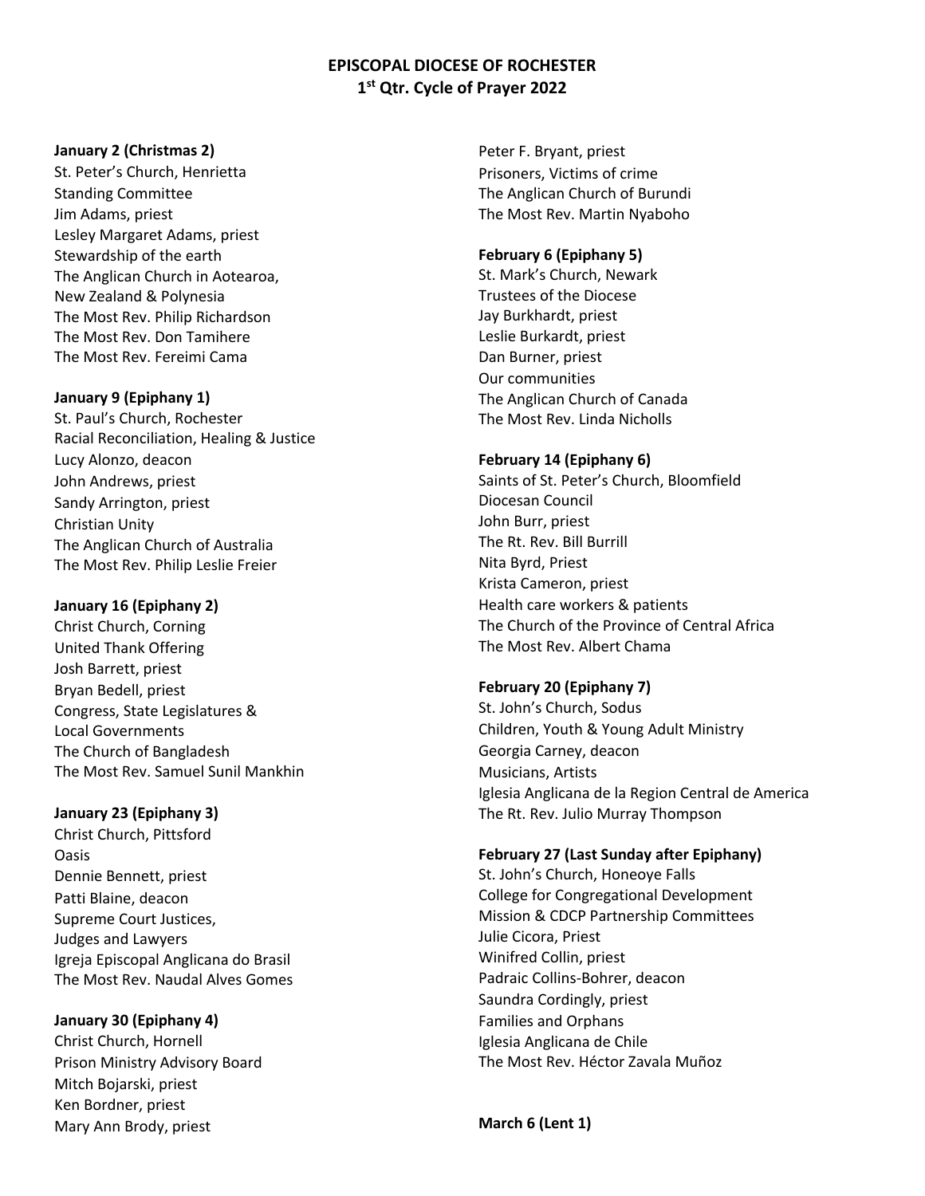**EPISCOPAL DIOCESE OF ROCHESTER**
**1st Qtr. Cycle of Prayer 2022**

**January 2 (Christmas 2)**
St. Peter's Church, Henrietta
Standing Committee
Jim Adams, priest
Lesley Margaret Adams, priest
Stewardship of the earth
The Anglican Church in Aotearoa, New Zealand & Polynesia
The Most Rev. Philip Richardson
The Most Rev. Don Tamihere
The Most Rev. Fereimi Cama

**January 9 (Epiphany 1)**
St. Paul's Church, Rochester
Racial Reconciliation, Healing & Justice
Lucy Alonzo, deacon
John Andrews, priest
Sandy Arrington, priest
Christian Unity
The Anglican Church of Australia
The Most Rev. Philip Leslie Freier

**January 16 (Epiphany 2)**
Christ Church, Corning
United Thank Offering
Josh Barrett, priest
Bryan Bedell, priest
Congress, State Legislatures & Local Governments
The Church of Bangladesh
The Most Rev. Samuel Sunil Mankhin

**January 23 (Epiphany 3)**
Christ Church, Pittsford
Oasis
Dennie Bennett, priest
Patti Blaine, deacon
Supreme Court Justices, Judges and Lawyers
Igreja Episcopal Anglicana do Brasil
The Most Rev. Naudal Alves Gomes

**January 30 (Epiphany 4)**
Christ Church, Hornell
Prison Ministry Advisory Board
Mitch Bojarski, priest
Ken Bordner, priest
Mary Ann Brody, priest
Peter F. Bryant, priest
Prisoners, Victims of crime
The Anglican Church of Burundi
The Most Rev. Martin Nyaboho

**February 6 (Epiphany 5)**
St. Mark's Church, Newark
Trustees of the Diocese
Jay Burkhardt, priest
Leslie Burkardt, priest
Dan Burner, priest
Our communities
The Anglican Church of Canada
The Most Rev. Linda Nicholls

**February 14 (Epiphany 6)**
Saints of St. Peter's Church, Bloomfield
Diocesan Council
John Burr, priest
The Rt. Rev. Bill Burrill
Nita Byrd, Priest
Krista Cameron, priest
Health care workers & patients
The Church of the Province of Central Africa
The Most Rev. Albert Chama

**February 20 (Epiphany 7)**
St. John's Church, Sodus
Children, Youth & Young Adult Ministry
Georgia Carney, deacon
Musicians, Artists
Iglesia Anglicana de la Region Central de America
The Rt. Rev. Julio Murray Thompson

**February 27 (Last Sunday after Epiphany)**
St. John's Church, Honeoye Falls
College for Congregational Development
Mission & CDCP Partnership Committees
Julie Cicora, Priest
Winifred Collin, priest
Padraic Collins-Bohrer, deacon
Saundra Cordingly, priest
Families and Orphans
Iglesia Anglicana de Chile
The Most Rev. Héctor Zavala Muñoz

**March 6 (Lent 1)**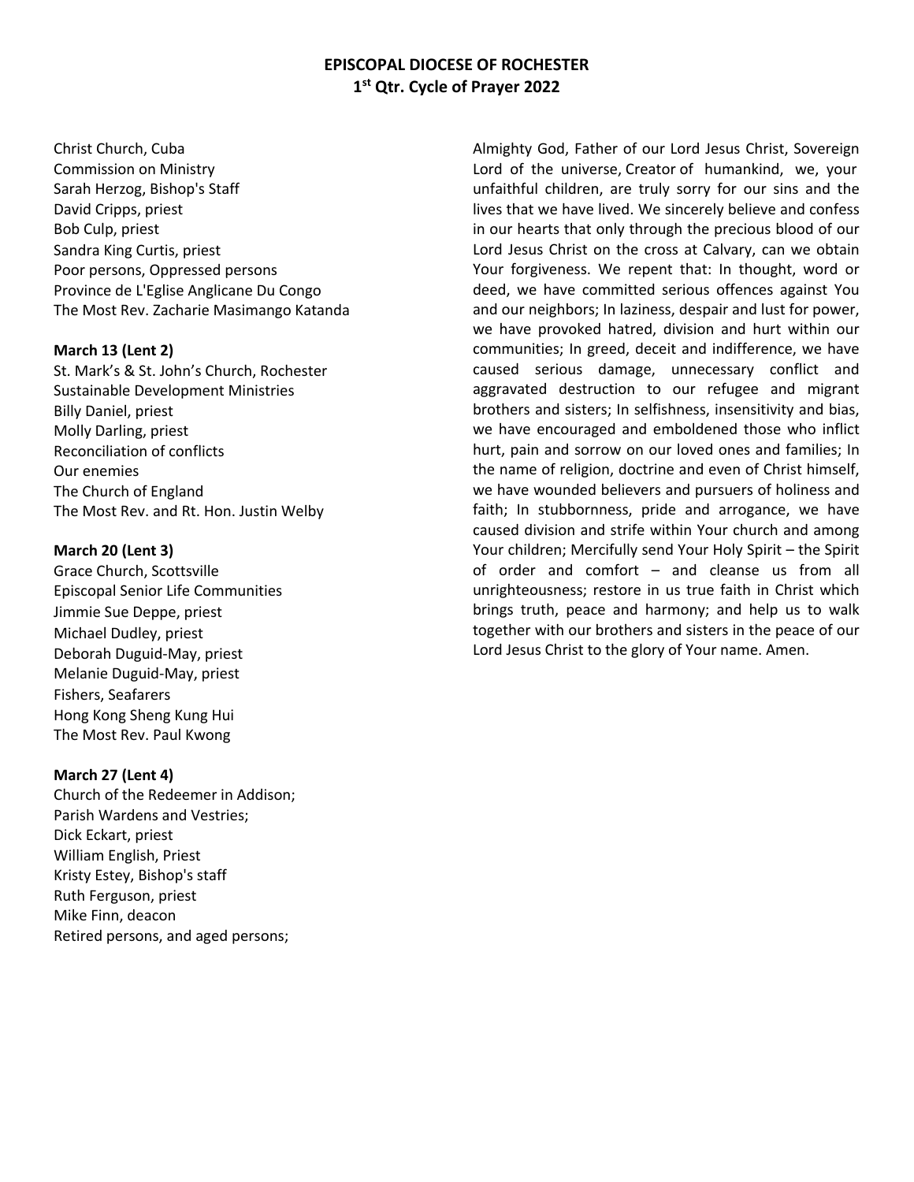**EPISCOPAL DIOCESE OF ROCHESTER**
**1st Qtr. Cycle of Prayer 2022**

Christ Church, Cuba
Commission on Ministry
Sarah Herzog, Bishop's Staff
David Cripps, priest
Bob Culp, priest
Sandra King Curtis, priest
Poor persons, Oppressed persons
Province de L'Eglise Anglicane Du Congo
The Most Rev. Zacharie Masimango Katanda

**March 13 (Lent 2)**
St. Mark's & St. John's Church, Rochester
Sustainable Development Ministries
Billy Daniel, priest
Molly Darling, priest
Reconciliation of conflicts
Our enemies
The Church of England
The Most Rev. and Rt. Hon. Justin Welby

**March 20 (Lent 3)**
Grace Church, Scottsville
Episcopal Senior Life Communities
Jimmie Sue Deppe, priest
Michael Dudley, priest
Deborah Duguid-May, priest
Melanie Duguid-May, priest
Fishers, Seafarers
Hong Kong Sheng Kung Hui
The Most Rev. Paul Kwong

**March 27 (Lent 4)**
Church of the Redeemer in Addison;
Parish Wardens and Vestries;
Dick Eckart, priest
William English, Priest
Kristy Estey, Bishop's staff
Ruth Ferguson, priest
Mike Finn, deacon
Retired persons, and aged persons;

Almighty God, Father of our Lord Jesus Christ, Sovereign Lord of the universe, Creator of humankind, we, your unfaithful children, are truly sorry for our sins and the lives that we have lived. We sincerely believe and confess in our hearts that only through the precious blood of our Lord Jesus Christ on the cross at Calvary, can we obtain Your forgiveness. We repent that: In thought, word or deed, we have committed serious offences against You and our neighbors; In laziness, despair and lust for power, we have provoked hatred, division and hurt within our communities; In greed, deceit and indifference, we have caused serious damage, unnecessary conflict and aggravated destruction to our refugee and migrant brothers and sisters; In selfishness, insensitivity and bias, we have encouraged and emboldened those who inflict hurt, pain and sorrow on our loved ones and families; In the name of religion, doctrine and even of Christ himself, we have wounded believers and pursuers of holiness and faith; In stubbornness, pride and arrogance, we have caused division and strife within Your church and among Your children; Mercifully send Your Holy Spirit – the Spirit of order and comfort – and cleanse us from all unrighteousness; restore in us true faith in Christ which brings truth, peace and harmony; and help us to walk together with our brothers and sisters in the peace of our Lord Jesus Christ to the glory of Your name. Amen.